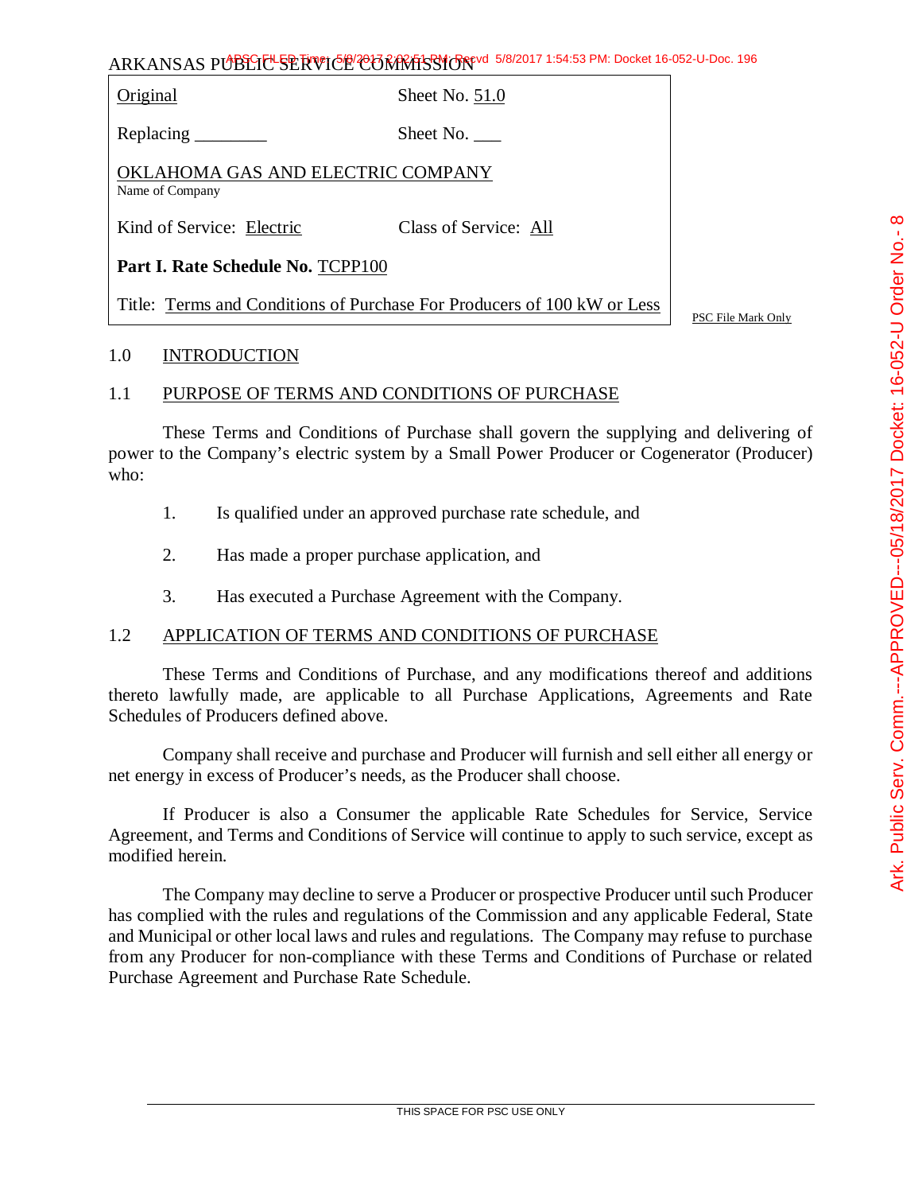ARKANSAS PUBLIC SERVICE COMMISSION

| | |
|---|---|
| Original | Sheet No. 51.0 |
| Replacing ________ | Sheet No. ___ |
| OKLAHOMA GAS AND ELECTRIC COMPANY<br>Name of Company | |
| Kind of Service: Electric | Class of Service: All |
| **Part I. Rate Schedule No.** TCPP100 | |
| Title: Terms and Conditions of Purchase For Producers of 100 kW or Less | |

PSC File Mark Only

## 1.0 INTRODUCTION

### 1.1 PURPOSE OF TERMS AND CONDITIONS OF PURCHASE

These Terms and Conditions of Purchase shall govern the supplying and delivering of power to the Company's electric system by a Small Power Producer or Cogenerator (Producer) who:

1. Is qualified under an approved purchase rate schedule, and
2. Has made a proper purchase application, and
3. Has executed a Purchase Agreement with the Company.

### 1.2 APPLICATION OF TERMS AND CONDITIONS OF PURCHASE

These Terms and Conditions of Purchase, and any modifications thereof and additions thereto lawfully made, are applicable to all Purchase Applications, Agreements and Rate Schedules of Producers defined above.

Company shall receive and purchase and Producer will furnish and sell either all energy or net energy in excess of Producer's needs, as the Producer shall choose.

If Producer is also a Consumer the applicable Rate Schedules for Service, Service Agreement, and Terms and Conditions of Service will continue to apply to such service, except as modified herein.

The Company may decline to serve a Producer or prospective Producer until such Producer has complied with the rules and regulations of the Commission and any applicable Federal, State and Municipal or other local laws and rules and regulations. The Company may refuse to purchase from any Producer for non-compliance with these Terms and Conditions of Purchase or related Purchase Agreement and Purchase Rate Schedule.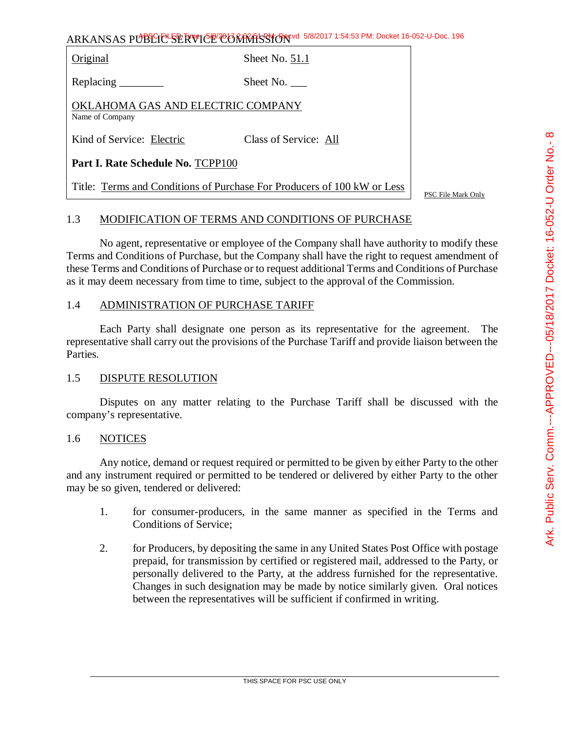| | |
|---|---|
| Original | Sheet No. 51.1 |
| Replacing ________ | Sheet No. ___ |
| OKLAHOMA GAS AND ELECTRIC COMPANY<br>Name of Company | |
| Kind of Service: Electric | Class of Service: All |
| **Part I. Rate Schedule No.** TCPP100 | |
| Title: Terms and Conditions of Purchase For Producers of 100 kW or Less | |

PSC File Mark Only

## 1.3 MODIFICATION OF TERMS AND CONDITIONS OF PURCHASE

No agent, representative or employee of the Company shall have authority to modify these Terms and Conditions of Purchase, but the Company shall have the right to request amendment of these Terms and Conditions of Purchase or to request additional Terms and Conditions of Purchase as it may deem necessary from time to time, subject to the approval of the Commission.

## 1.4 ADMINISTRATION OF PURCHASE TARIFF

Each Party shall designate one person as its representative for the agreement. The representative shall carry out the provisions of the Purchase Tariff and provide liaison between the Parties.

## 1.5 DISPUTE RESOLUTION

Disputes on any matter relating to the Purchase Tariff shall be discussed with the company's representative.

## 1.6 NOTICES

Any notice, demand or request required or permitted to be given by either Party to the other and any instrument required or permitted to be tendered or delivered by either Party to the other may be so given, tendered or delivered:

1. for consumer-producers, in the same manner as specified in the Terms and Conditions of Service;

2. for Producers, by depositing the same in any United States Post Office with postage prepaid, for transmission by certified or registered mail, addressed to the Party, or personally delivered to the Party, at the address furnished for the representative. Changes in such designation may be made by notice similarly given. Oral notices between the representatives will be sufficient if confirmed in writing.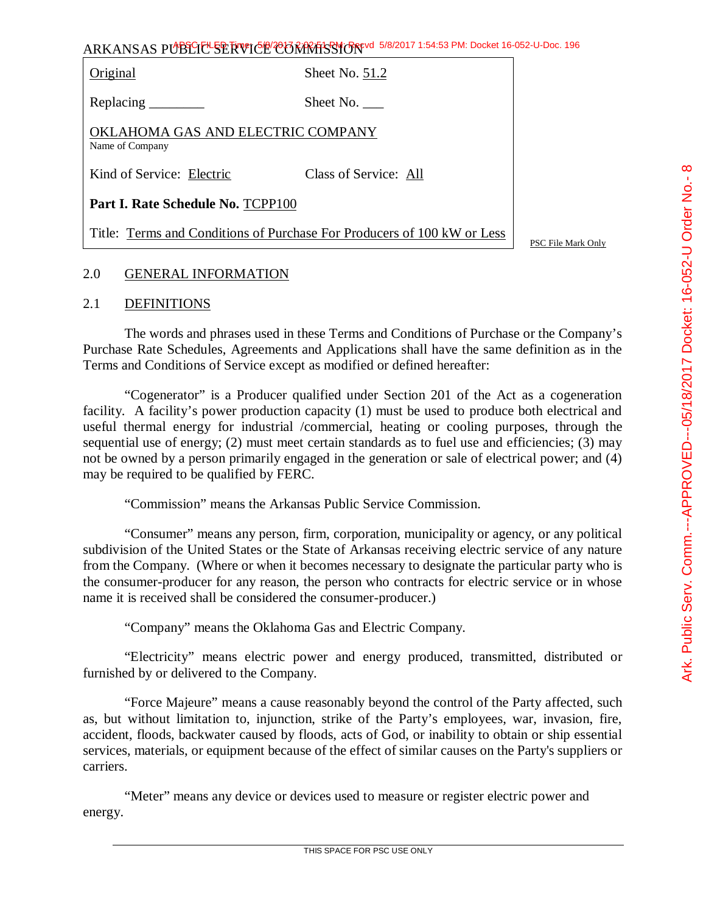ARKANSAS PUBLIC SERVICE COMMISSION

| | |
|---|---|
| Original | Sheet No. 51.2 |
| Replacing ________ | Sheet No. ___ |
| OKLAHOMA GAS AND ELECTRIC COMPANY<br>Name of Company | |
| Kind of Service: Electric | Class of Service: All |
| **Part I. Rate Schedule No.** TCPP100 | |
| Title: Terms and Conditions of Purchase For Producers of 100 kW or Less | |

PSC File Mark Only

## 2.0 GENERAL INFORMATION

## 2.1 DEFINITIONS

The words and phrases used in these Terms and Conditions of Purchase or the Company's Purchase Rate Schedules, Agreements and Applications shall have the same definition as in the Terms and Conditions of Service except as modified or defined hereafter:

"Cogenerator" is a Producer qualified under Section 201 of the Act as a cogeneration facility. A facility's power production capacity (1) must be used to produce both electrical and useful thermal energy for industrial /commercial, heating or cooling purposes, through the sequential use of energy; (2) must meet certain standards as to fuel use and efficiencies; (3) may not be owned by a person primarily engaged in the generation or sale of electrical power; and (4) may be required to be qualified by FERC.

"Commission" means the Arkansas Public Service Commission.

"Consumer" means any person, firm, corporation, municipality or agency, or any political subdivision of the United States or the State of Arkansas receiving electric service of any nature from the Company. (Where or when it becomes necessary to designate the particular party who is the consumer-producer for any reason, the person who contracts for electric service or in whose name it is received shall be considered the consumer-producer.)

"Company" means the Oklahoma Gas and Electric Company.

"Electricity" means electric power and energy produced, transmitted, distributed or furnished by or delivered to the Company.

"Force Majeure" means a cause reasonably beyond the control of the Party affected, such as, but without limitation to, injunction, strike of the Party's employees, war, invasion, fire, accident, floods, backwater caused by floods, acts of God, or inability to obtain or ship essential services, materials, or equipment because of the effect of similar causes on the Party's suppliers or carriers.

"Meter" means any device or devices used to measure or register electric power and energy.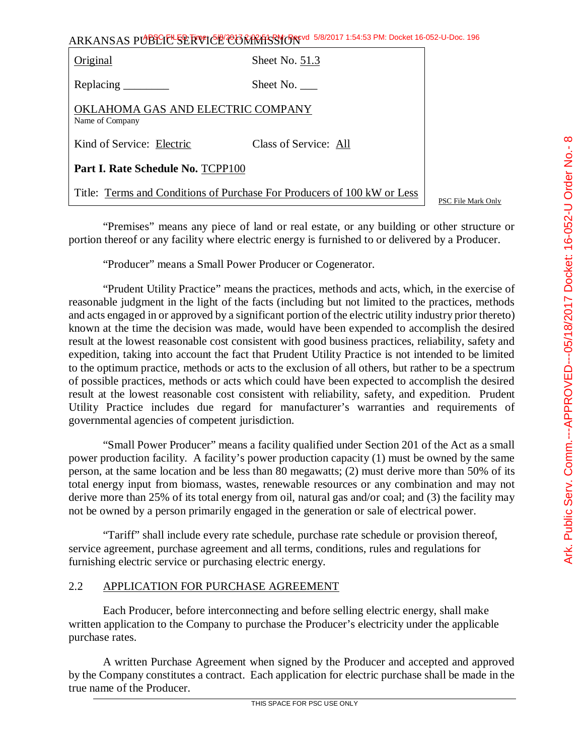ARKANSAS PUBLIC SERVICE COMMISSION

| Original | Sheet No. 51.3 |
|---|---|
| Replacing ________ | Sheet No. ___ |
| OKLAHOMA GAS AND ELECTRIC COMPANY<br>Name of Company | |
| Kind of Service: Electric | Class of Service: All |
| **Part I. Rate Schedule No.** TCPP100 | |
| Title: Terms and Conditions of Purchase For Producers of 100 kW or Less | |

PSC File Mark Only

"Premises" means any piece of land or real estate, or any building or other structure or portion thereof or any facility where electric energy is furnished to or delivered by a Producer.

"Producer" means a Small Power Producer or Cogenerator.

"Prudent Utility Practice" means the practices, methods and acts, which, in the exercise of reasonable judgment in the light of the facts (including but not limited to the practices, methods and acts engaged in or approved by a significant portion of the electric utility industry prior thereto) known at the time the decision was made, would have been expended to accomplish the desired result at the lowest reasonable cost consistent with good business practices, reliability, safety and expedition, taking into account the fact that Prudent Utility Practice is not intended to be limited to the optimum practice, methods or acts to the exclusion of all others, but rather to be a spectrum of possible practices, methods or acts which could have been expected to accomplish the desired result at the lowest reasonable cost consistent with reliability, safety, and expedition. Prudent Utility Practice includes due regard for manufacturer's warranties and requirements of governmental agencies of competent jurisdiction.

"Small Power Producer" means a facility qualified under Section 201 of the Act as a small power production facility. A facility's power production capacity (1) must be owned by the same person, at the same location and be less than 80 megawatts; (2) must derive more than 50% of its total energy input from biomass, wastes, renewable resources or any combination and may not derive more than 25% of its total energy from oil, natural gas and/or coal; and (3) the facility may not be owned by a person primarily engaged in the generation or sale of electrical power.

"Tariff" shall include every rate schedule, purchase rate schedule or provision thereof, service agreement, purchase agreement and all terms, conditions, rules and regulations for furnishing electric service or purchasing electric energy.

## 2.2 APPLICATION FOR PURCHASE AGREEMENT

Each Producer, before interconnecting and before selling electric energy, shall make written application to the Company to purchase the Producer's electricity under the applicable purchase rates.

A written Purchase Agreement when signed by the Producer and accepted and approved by the Company constitutes a contract. Each application for electric purchase shall be made in the true name of the Producer.

THIS SPACE FOR PSC USE ONLY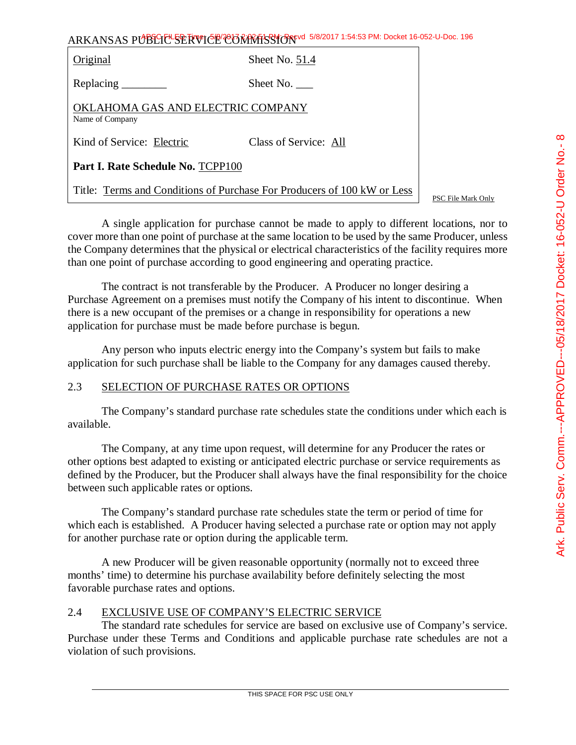ARKANSAS PUBLIC SERVICE COMMISSION

| Original | Sheet No. 51.4 |
|---|---|
| Replacing ________ | Sheet No. ___ |
| OKLAHOMA GAS AND ELECTRIC COMPANY<br>Name of Company | |
| Kind of Service: Electric | Class of Service: All |
| **Part I. Rate Schedule No.** TCPP100 | |
| Title: Terms and Conditions of Purchase For Producers of 100 kW or Less | |

PSC File Mark Only

A single application for purchase cannot be made to apply to different locations, nor to cover more than one point of purchase at the same location to be used by the same Producer, unless the Company determines that the physical or electrical characteristics of the facility requires more than one point of purchase according to good engineering and operating practice.

The contract is not transferable by the Producer. A Producer no longer desiring a Purchase Agreement on a premises must notify the Company of his intent to discontinue. When there is a new occupant of the premises or a change in responsibility for operations a new application for purchase must be made before purchase is begun.

Any person who inputs electric energy into the Company's system but fails to make application for such purchase shall be liable to the Company for any damages caused thereby.

## 2.3 SELECTION OF PURCHASE RATES OR OPTIONS

The Company's standard purchase rate schedules state the conditions under which each is available.

The Company, at any time upon request, will determine for any Producer the rates or other options best adapted to existing or anticipated electric purchase or service requirements as defined by the Producer, but the Producer shall always have the final responsibility for the choice between such applicable rates or options.

The Company's standard purchase rate schedules state the term or period of time for which each is established. A Producer having selected a purchase rate or option may not apply for another purchase rate or option during the applicable term.

A new Producer will be given reasonable opportunity (normally not to exceed three months' time) to determine his purchase availability before definitely selecting the most favorable purchase rates and options.

## 2.4 EXCLUSIVE USE OF COMPANY'S ELECTRIC SERVICE

The standard rate schedules for service are based on exclusive use of Company's service. Purchase under these Terms and Conditions and applicable purchase rate schedules are not a violation of such provisions.

THIS SPACE FOR PSC USE ONLY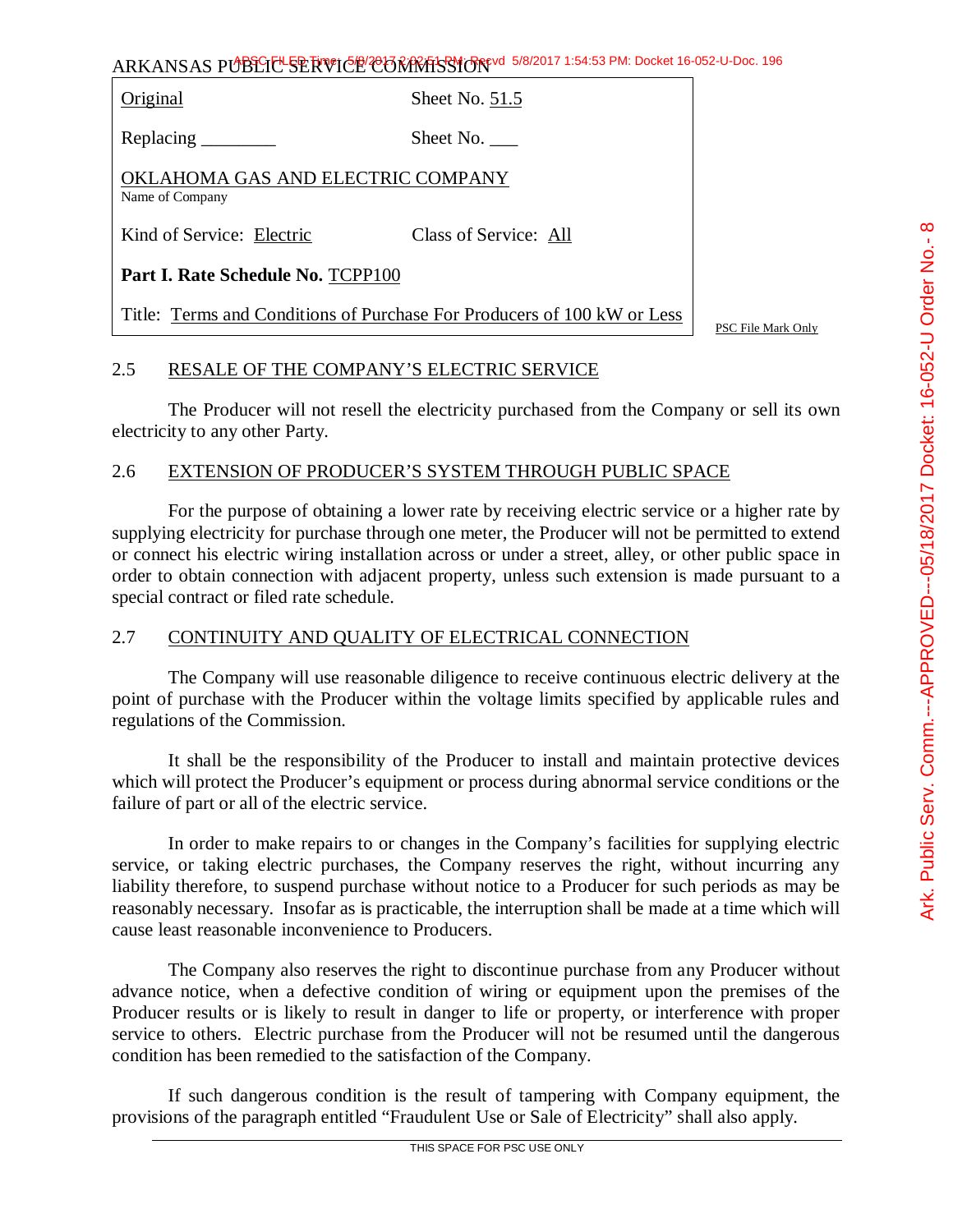| Original | Sheet No. 51.5 |
|---|---|
| Replacing ________ | Sheet No. ___ |
| OKLAHOMA GAS AND ELECTRIC COMPANY<br>Name of Company | |
| Kind of Service: Electric | Class of Service: All |
| **Part I. Rate Schedule No.** TCPP100 | |
| Title: Terms and Conditions of Purchase For Producers of 100 kW or Less | |

PSC File Mark Only

## 2.5 RESALE OF THE COMPANY'S ELECTRIC SERVICE

The Producer will not resell the electricity purchased from the Company or sell its own electricity to any other Party.

## 2.6 EXTENSION OF PRODUCER'S SYSTEM THROUGH PUBLIC SPACE

For the purpose of obtaining a lower rate by receiving electric service or a higher rate by supplying electricity for purchase through one meter, the Producer will not be permitted to extend or connect his electric wiring installation across or under a street, alley, or other public space in order to obtain connection with adjacent property, unless such extension is made pursuant to a special contract or filed rate schedule.

## 2.7 CONTINUITY AND QUALITY OF ELECTRICAL CONNECTION

The Company will use reasonable diligence to receive continuous electric delivery at the point of purchase with the Producer within the voltage limits specified by applicable rules and regulations of the Commission.

It shall be the responsibility of the Producer to install and maintain protective devices which will protect the Producer's equipment or process during abnormal service conditions or the failure of part or all of the electric service.

In order to make repairs to or changes in the Company's facilities for supplying electric service, or taking electric purchases, the Company reserves the right, without incurring any liability therefore, to suspend purchase without notice to a Producer for such periods as may be reasonably necessary. Insofar as is practicable, the interruption shall be made at a time which will cause least reasonable inconvenience to Producers.

The Company also reserves the right to discontinue purchase from any Producer without advance notice, when a defective condition of wiring or equipment upon the premises of the Producer results or is likely to result in danger to life or property, or interference with proper service to others. Electric purchase from the Producer will not be resumed until the dangerous condition has been remedied to the satisfaction of the Company.

If such dangerous condition is the result of tampering with Company equipment, the provisions of the paragraph entitled "Fraudulent Use or Sale of Electricity" shall also apply.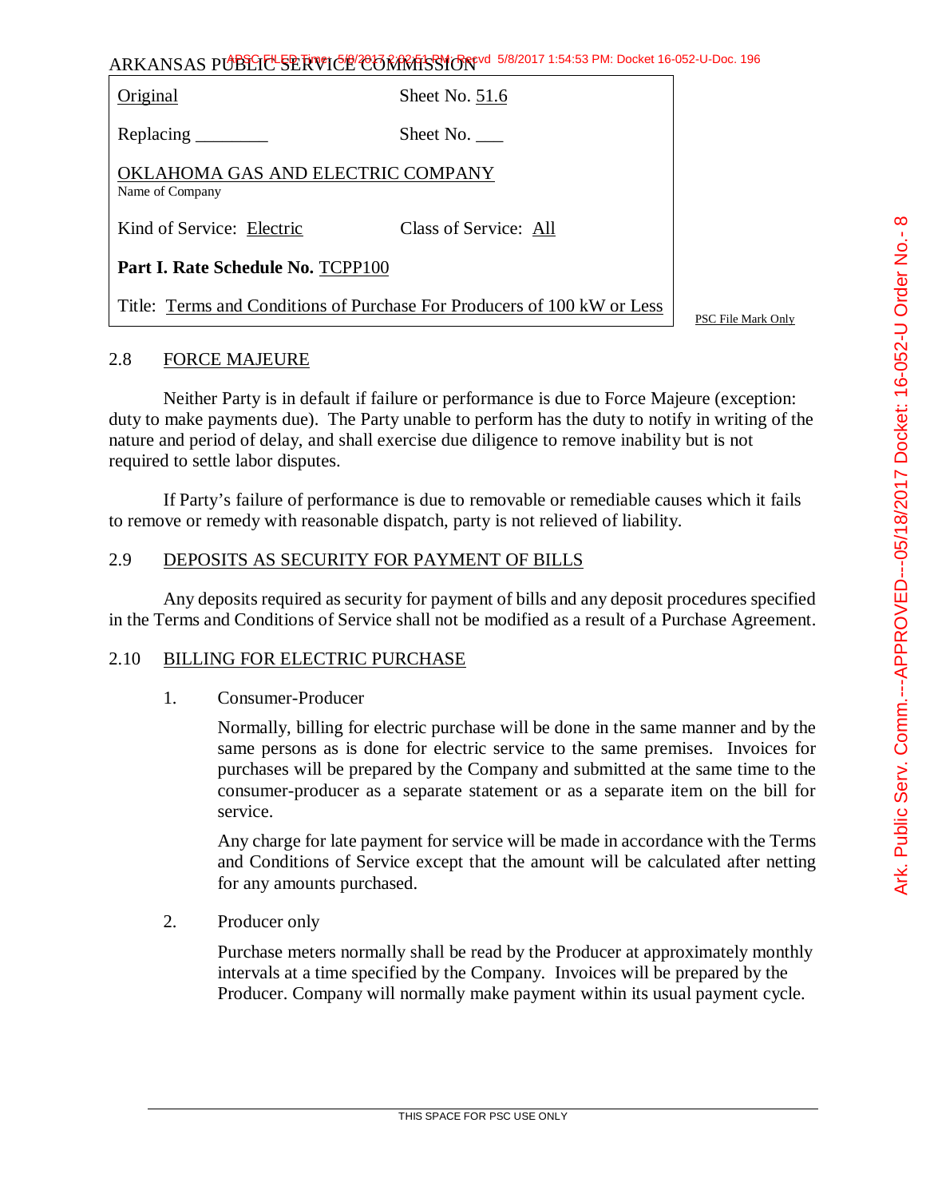ARKANSAS PUBLIC SERVICE COMMISSION

| | |
|---|---|
| Original | Sheet No. 51.6 |
| Replacing ________ | Sheet No. ___ |
| OKLAHOMA GAS AND ELECTRIC COMPANY<br>Name of Company | |
| Kind of Service: Electric | Class of Service: All |
| **Part I. Rate Schedule No.** TCPP100 | |
| Title: Terms and Conditions of Purchase For Producers of 100 kW or Less | |

PSC File Mark Only

## 2.8 FORCE MAJEURE

Neither Party is in default if failure or performance is due to Force Majeure (exception: duty to make payments due). The Party unable to perform has the duty to notify in writing of the nature and period of delay, and shall exercise due diligence to remove inability but is not required to settle labor disputes.

If Party's failure of performance is due to removable or remediable causes which it fails to remove or remedy with reasonable dispatch, party is not relieved of liability.

## 2.9 DEPOSITS AS SECURITY FOR PAYMENT OF BILLS

Any deposits required as security for payment of bills and any deposit procedures specified in the Terms and Conditions of Service shall not be modified as a result of a Purchase Agreement.

## 2.10 BILLING FOR ELECTRIC PURCHASE

1. Consumer-Producer

   Normally, billing for electric purchase will be done in the same manner and by the same persons as is done for electric service to the same premises. Invoices for purchases will be prepared by the Company and submitted at the same time to the consumer-producer as a separate statement or as a separate item on the bill for service.

   Any charge for late payment for service will be made in accordance with the Terms and Conditions of Service except that the amount will be calculated after netting for any amounts purchased.

2. Producer only

   Purchase meters normally shall be read by the Producer at approximately monthly intervals at a time specified by the Company. Invoices will be prepared by the Producer. Company will normally make payment within its usual payment cycle.

THIS SPACE FOR PSC USE ONLY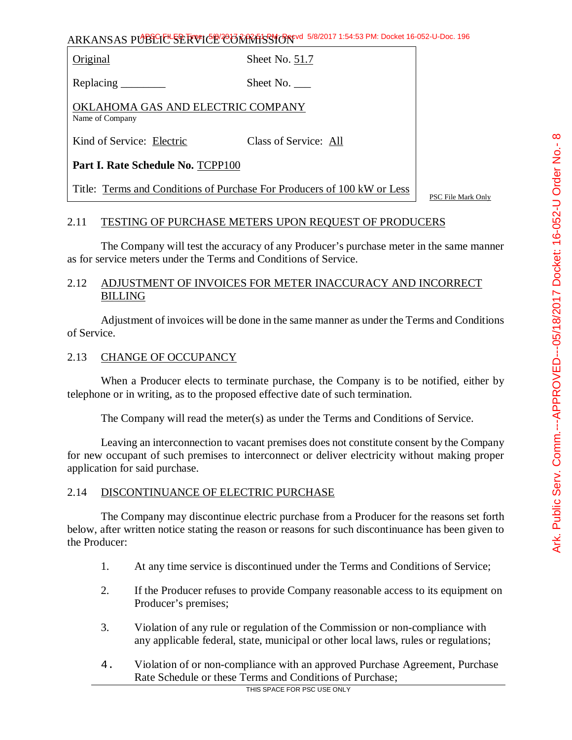ARKANSAS PUBLIC SERVICE COMMISSION

| | |
|---|---|
| Original | Sheet No. 51.7 |
| Replacing ________ | Sheet No. ___ |
| OKLAHOMA GAS AND ELECTRIC COMPANY<br>Name of Company | |
| Kind of Service: Electric | Class of Service: All |
| **Part I. Rate Schedule No.** TCPP100 | |
| Title: Terms and Conditions of Purchase For Producers of 100 kW or Less | |

PSC File Mark Only

## 2.11 TESTING OF PURCHASE METERS UPON REQUEST OF PRODUCERS

The Company will test the accuracy of any Producer's purchase meter in the same manner as for service meters under the Terms and Conditions of Service.

## 2.12 ADJUSTMENT OF INVOICES FOR METER INACCURACY AND INCORRECT BILLING

Adjustment of invoices will be done in the same manner as under the Terms and Conditions of Service.

## 2.13 CHANGE OF OCCUPANCY

When a Producer elects to terminate purchase, the Company is to be notified, either by telephone or in writing, as to the proposed effective date of such termination.

The Company will read the meter(s) as under the Terms and Conditions of Service.

Leaving an interconnection to vacant premises does not constitute consent by the Company for new occupant of such premises to interconnect or deliver electricity without making proper application for said purchase.

## 2.14 DISCONTINUANCE OF ELECTRIC PURCHASE

The Company may discontinue electric purchase from a Producer for the reasons set forth below, after written notice stating the reason or reasons for such discontinuance has been given to the Producer:

1. At any time service is discontinued under the Terms and Conditions of Service;
2. If the Producer refuses to provide Company reasonable access to its equipment on Producer's premises;
3. Violation of any rule or regulation of the Commission or non-compliance with any applicable federal, state, municipal or other local laws, rules or regulations;
4. Violation of or non-compliance with an approved Purchase Agreement, Purchase Rate Schedule or these Terms and Conditions of Purchase;

THIS SPACE FOR PSC USE ONLY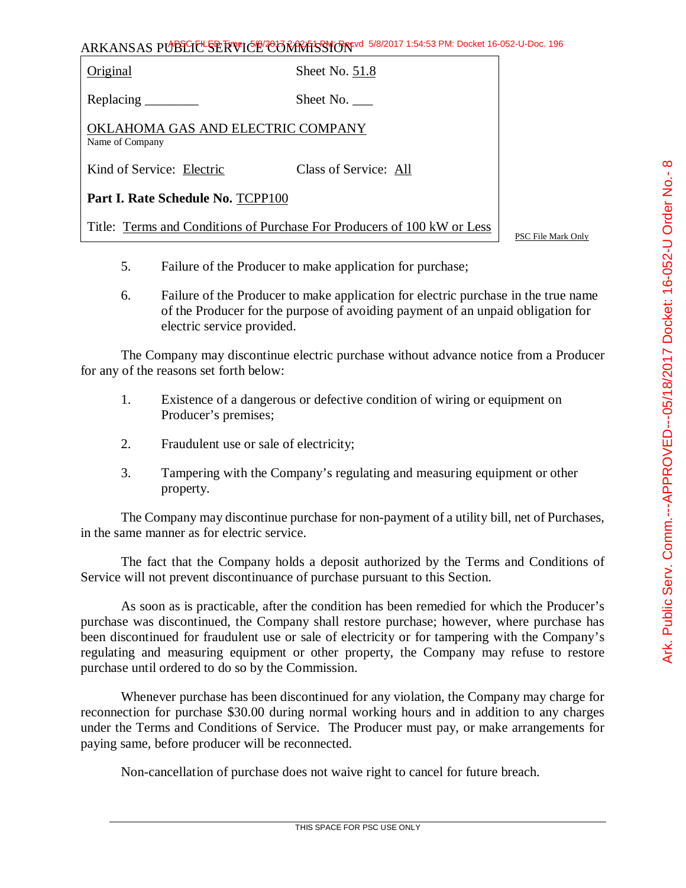ARKANSAS PUBLIC SERVICE COMMISSION

| Original | Sheet No. 51.8 |
|---|---|
| Replacing ________ | Sheet No. ___ |
| OKLAHOMA GAS AND ELECTRIC COMPANY<br>Name of Company | |
| Kind of Service: Electric | Class of Service: All |
| **Part I. Rate Schedule No.** TCPP100 | |
| Title: Terms and Conditions of Purchase For Producers of 100 kW or Less | |

PSC File Mark Only

5. Failure of the Producer to make application for purchase;

6. Failure of the Producer to make application for electric purchase in the true name of the Producer for the purpose of avoiding payment of an unpaid obligation for electric service provided.

The Company may discontinue electric purchase without advance notice from a Producer for any of the reasons set forth below:

1. Existence of a dangerous or defective condition of wiring or equipment on Producer's premises;

2. Fraudulent use or sale of electricity;

3. Tampering with the Company's regulating and measuring equipment or other property.

The Company may discontinue purchase for non-payment of a utility bill, net of Purchases, in the same manner as for electric service.

The fact that the Company holds a deposit authorized by the Terms and Conditions of Service will not prevent discontinuance of purchase pursuant to this Section.

As soon as is practicable, after the condition has been remedied for which the Producer's purchase was discontinued, the Company shall restore purchase; however, where purchase has been discontinued for fraudulent use or sale of electricity or for tampering with the Company's regulating and measuring equipment or other property, the Company may refuse to restore purchase until ordered to do so by the Commission.

Whenever purchase has been discontinued for any violation, the Company may charge for reconnection for purchase $30.00 during normal working hours and in addition to any charges under the Terms and Conditions of Service. The Producer must pay, or make arrangements for paying same, before producer will be reconnected.

Non-cancellation of purchase does not waive right to cancel for future breach.

THIS SPACE FOR PSC USE ONLY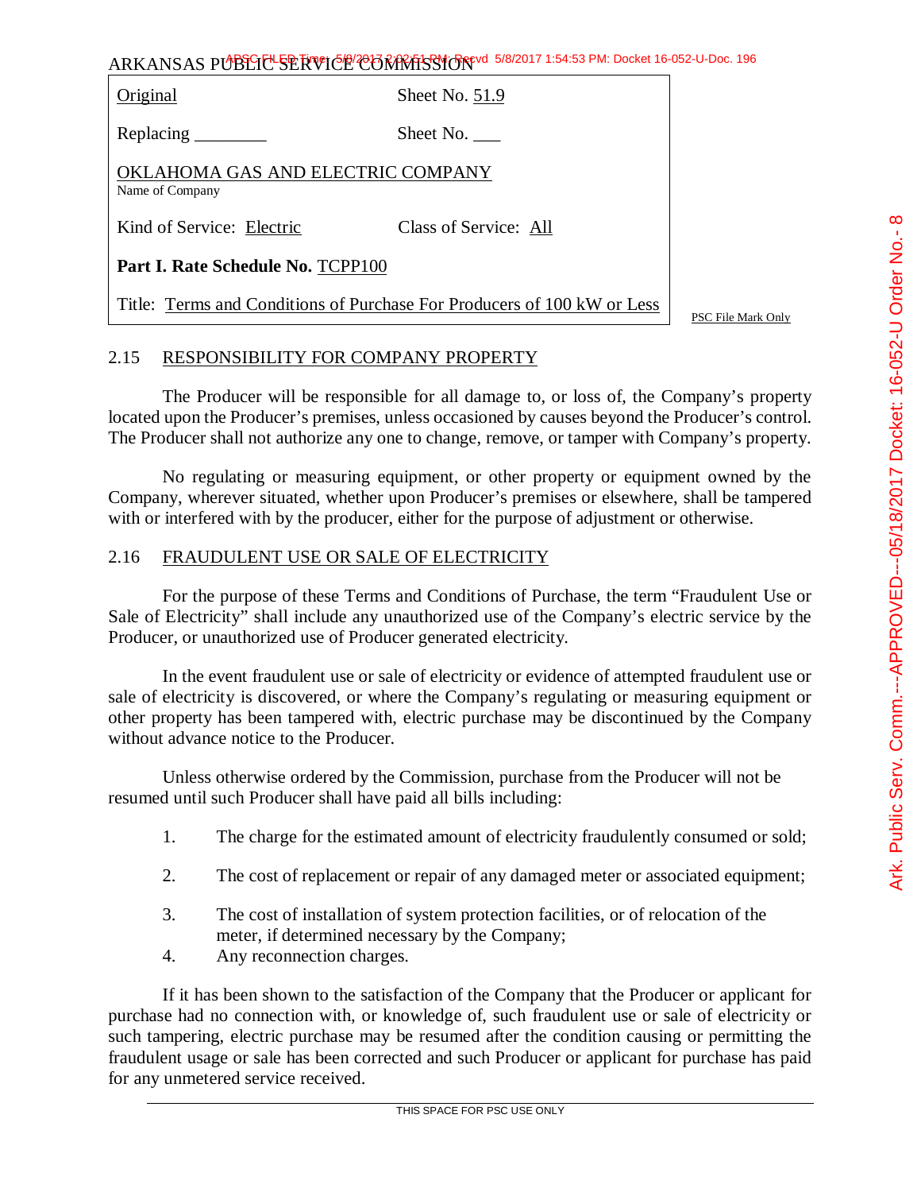ARKANSAS PUBLIC SERVICE COMMISSION

| | |
|---|---|
| Original | Sheet No. 51.9 |
| Replacing ________ | Sheet No. ___ |
| OKLAHOMA GAS AND ELECTRIC COMPANY<br>Name of Company | |
| Kind of Service: Electric | Class of Service: All |
| **Part I. Rate Schedule No.** TCPP100 | |
| Title: Terms and Conditions of Purchase For Producers of 100 kW or Less | |

PSC File Mark Only

## 2.15 RESPONSIBILITY FOR COMPANY PROPERTY

The Producer will be responsible for all damage to, or loss of, the Company's property located upon the Producer's premises, unless occasioned by causes beyond the Producer's control. The Producer shall not authorize any one to change, remove, or tamper with Company's property.

No regulating or measuring equipment, or other property or equipment owned by the Company, wherever situated, whether upon Producer's premises or elsewhere, shall be tampered with or interfered with by the producer, either for the purpose of adjustment or otherwise.

## 2.16 FRAUDULENT USE OR SALE OF ELECTRICITY

For the purpose of these Terms and Conditions of Purchase, the term "Fraudulent Use or Sale of Electricity" shall include any unauthorized use of the Company's electric service by the Producer, or unauthorized use of Producer generated electricity.

In the event fraudulent use or sale of electricity or evidence of attempted fraudulent use or sale of electricity is discovered, or where the Company's regulating or measuring equipment or other property has been tampered with, electric purchase may be discontinued by the Company without advance notice to the Producer.

Unless otherwise ordered by the Commission, purchase from the Producer will not be resumed until such Producer shall have paid all bills including:

1. The charge for the estimated amount of electricity fraudulently consumed or sold;
2. The cost of replacement or repair of any damaged meter or associated equipment;
3. The cost of installation of system protection facilities, or of relocation of the meter, if determined necessary by the Company;
4. Any reconnection charges.

If it has been shown to the satisfaction of the Company that the Producer or applicant for purchase had no connection with, or knowledge of, such fraudulent use or sale of electricity or such tampering, electric purchase may be resumed after the condition causing or permitting the fraudulent usage or sale has been corrected and such Producer or applicant for purchase has paid for any unmetered service received.

THIS SPACE FOR PSC USE ONLY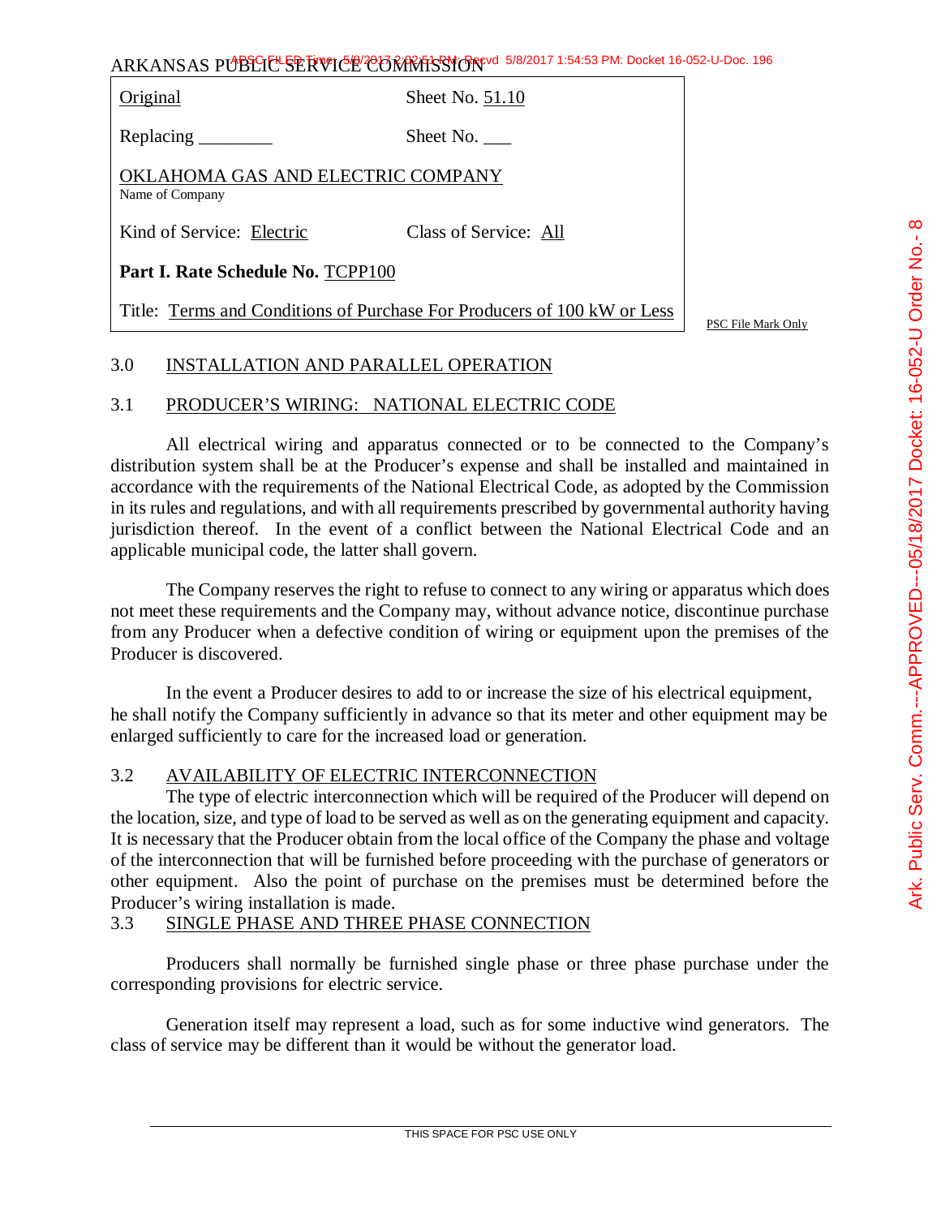ARKANSAS PUBLIC SERVICE COMMISSION

| Original | Sheet No. 51.10 |
|---|---|
| Replacing ________ | Sheet No. ___ |
| OKLAHOMA GAS AND ELECTRIC COMPANY<br>Name of Company | |
| Kind of Service: Electric | Class of Service: All |
| **Part I. Rate Schedule No.** TCPP100 | |
| Title: Terms and Conditions of Purchase For Producers of 100 kW or Less | |

PSC File Mark Only

## 3.0 INSTALLATION AND PARALLEL OPERATION

### 3.1 PRODUCER'S WIRING: NATIONAL ELECTRIC CODE

All electrical wiring and apparatus connected or to be connected to the Company's distribution system shall be at the Producer's expense and shall be installed and maintained in accordance with the requirements of the National Electrical Code, as adopted by the Commission in its rules and regulations, and with all requirements prescribed by governmental authority having jurisdiction thereof. In the event of a conflict between the National Electrical Code and an applicable municipal code, the latter shall govern.

The Company reserves the right to refuse to connect to any wiring or apparatus which does not meet these requirements and the Company may, without advance notice, discontinue purchase from any Producer when a defective condition of wiring or equipment upon the premises of the Producer is discovered.

In the event a Producer desires to add to or increase the size of his electrical equipment, he shall notify the Company sufficiently in advance so that its meter and other equipment may be enlarged sufficiently to care for the increased load or generation.

### 3.2 AVAILABILITY OF ELECTRIC INTERCONNECTION

The type of electric interconnection which will be required of the Producer will depend on the location, size, and type of load to be served as well as on the generating equipment and capacity. It is necessary that the Producer obtain from the local office of the Company the phase and voltage of the interconnection that will be furnished before proceeding with the purchase of generators or other equipment. Also the point of purchase on the premises must be determined before the Producer's wiring installation is made.

### 3.3 SINGLE PHASE AND THREE PHASE CONNECTION

Producers shall normally be furnished single phase or three phase purchase under the corresponding provisions for electric service.

Generation itself may represent a load, such as for some inductive wind generators. The class of service may be different than it would be without the generator load.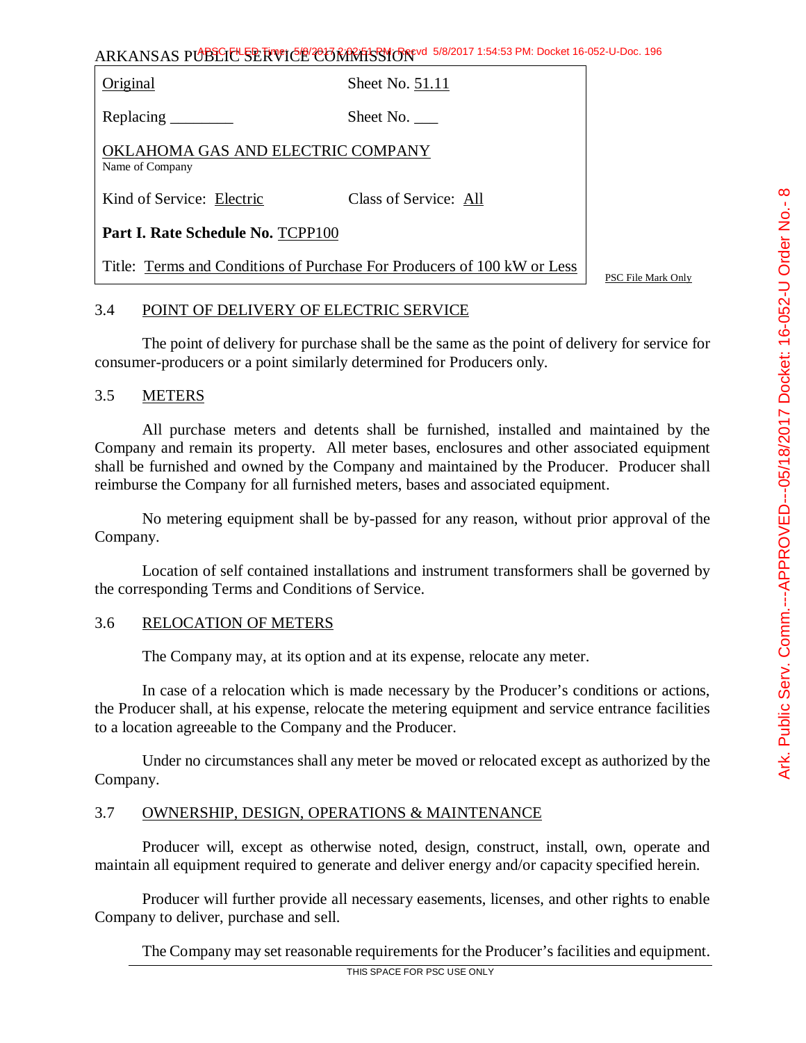ARKANSAS PUBLIC SERVICE COMMISSION

| Original | Sheet No. 51.11 |
|---|---|
| Replacing ________ | Sheet No. ___ |
| OKLAHOMA GAS AND ELECTRIC COMPANY<br>Name of Company | |
| Kind of Service: Electric | Class of Service: All |
| **Part I. Rate Schedule No.** TCPP100 | |
| Title: Terms and Conditions of Purchase For Producers of 100 kW or Less | |

PSC File Mark Only

## 3.4 POINT OF DELIVERY OF ELECTRIC SERVICE

The point of delivery for purchase shall be the same as the point of delivery for service for consumer-producers or a point similarly determined for Producers only.

## 3.5 METERS

All purchase meters and detents shall be furnished, installed and maintained by the Company and remain its property. All meter bases, enclosures and other associated equipment shall be furnished and owned by the Company and maintained by the Producer. Producer shall reimburse the Company for all furnished meters, bases and associated equipment.

No metering equipment shall be by-passed for any reason, without prior approval of the Company.

Location of self contained installations and instrument transformers shall be governed by the corresponding Terms and Conditions of Service.

## 3.6 RELOCATION OF METERS

The Company may, at its option and at its expense, relocate any meter.

In case of a relocation which is made necessary by the Producer's conditions or actions, the Producer shall, at his expense, relocate the metering equipment and service entrance facilities to a location agreeable to the Company and the Producer.

Under no circumstances shall any meter be moved or relocated except as authorized by the Company.

## 3.7 OWNERSHIP, DESIGN, OPERATIONS & MAINTENANCE

Producer will, except as otherwise noted, design, construct, install, own, operate and maintain all equipment required to generate and deliver energy and/or capacity specified herein.

Producer will further provide all necessary easements, licenses, and other rights to enable Company to deliver, purchase and sell.

The Company may set reasonable requirements for the Producer's facilities and equipment.

THIS SPACE FOR PSC USE ONLY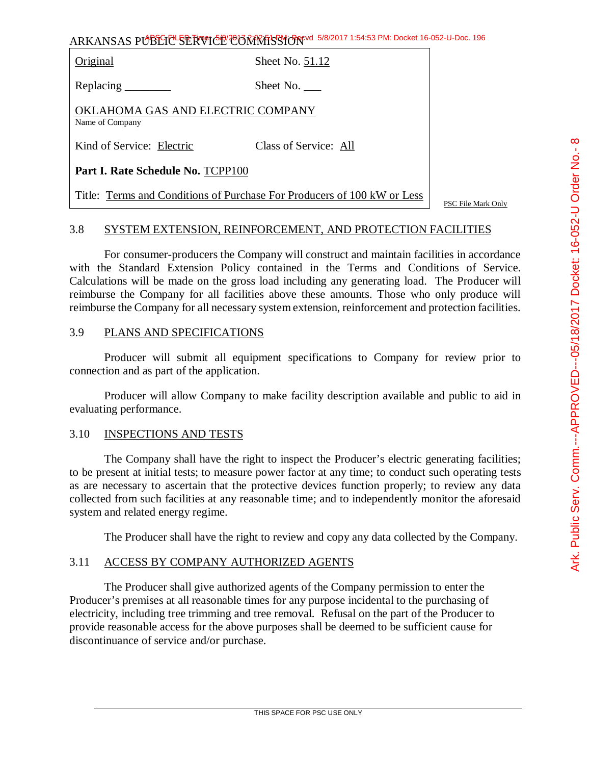| Original | Sheet No. 51.12 |
| --- | --- |
| Replacing ________ | Sheet No. ___ |
| OKLAHOMA GAS AND ELECTRIC COMPANY<br>Name of Company | |
| Kind of Service: Electric | Class of Service: All |
| **Part I. Rate Schedule No.** TCPP100 | |
| Title: Terms and Conditions of Purchase For Producers of 100 kW or Less | |

PSC File Mark Only

## 3.8 SYSTEM EXTENSION, REINFORCEMENT, AND PROTECTION FACILITIES

For consumer-producers the Company will construct and maintain facilities in accordance with the Standard Extension Policy contained in the Terms and Conditions of Service. Calculations will be made on the gross load including any generating load. The Producer will reimburse the Company for all facilities above these amounts. Those who only produce will reimburse the Company for all necessary system extension, reinforcement and protection facilities.

## 3.9 PLANS AND SPECIFICATIONS

Producer will submit all equipment specifications to Company for review prior to connection and as part of the application.

Producer will allow Company to make facility description available and public to aid in evaluating performance.

## 3.10 INSPECTIONS AND TESTS

The Company shall have the right to inspect the Producer's electric generating facilities; to be present at initial tests; to measure power factor at any time; to conduct such operating tests as are necessary to ascertain that the protective devices function properly; to review any data collected from such facilities at any reasonable time; and to independently monitor the aforesaid system and related energy regime.

The Producer shall have the right to review and copy any data collected by the Company.

## 3.11 ACCESS BY COMPANY AUTHORIZED AGENTS

The Producer shall give authorized agents of the Company permission to enter the Producer's premises at all reasonable times for any purpose incidental to the purchasing of electricity, including tree trimming and tree removal. Refusal on the part of the Producer to provide reasonable access for the above purposes shall be deemed to be sufficient cause for discontinuance of service and/or purchase.

THIS SPACE FOR PSC USE ONLY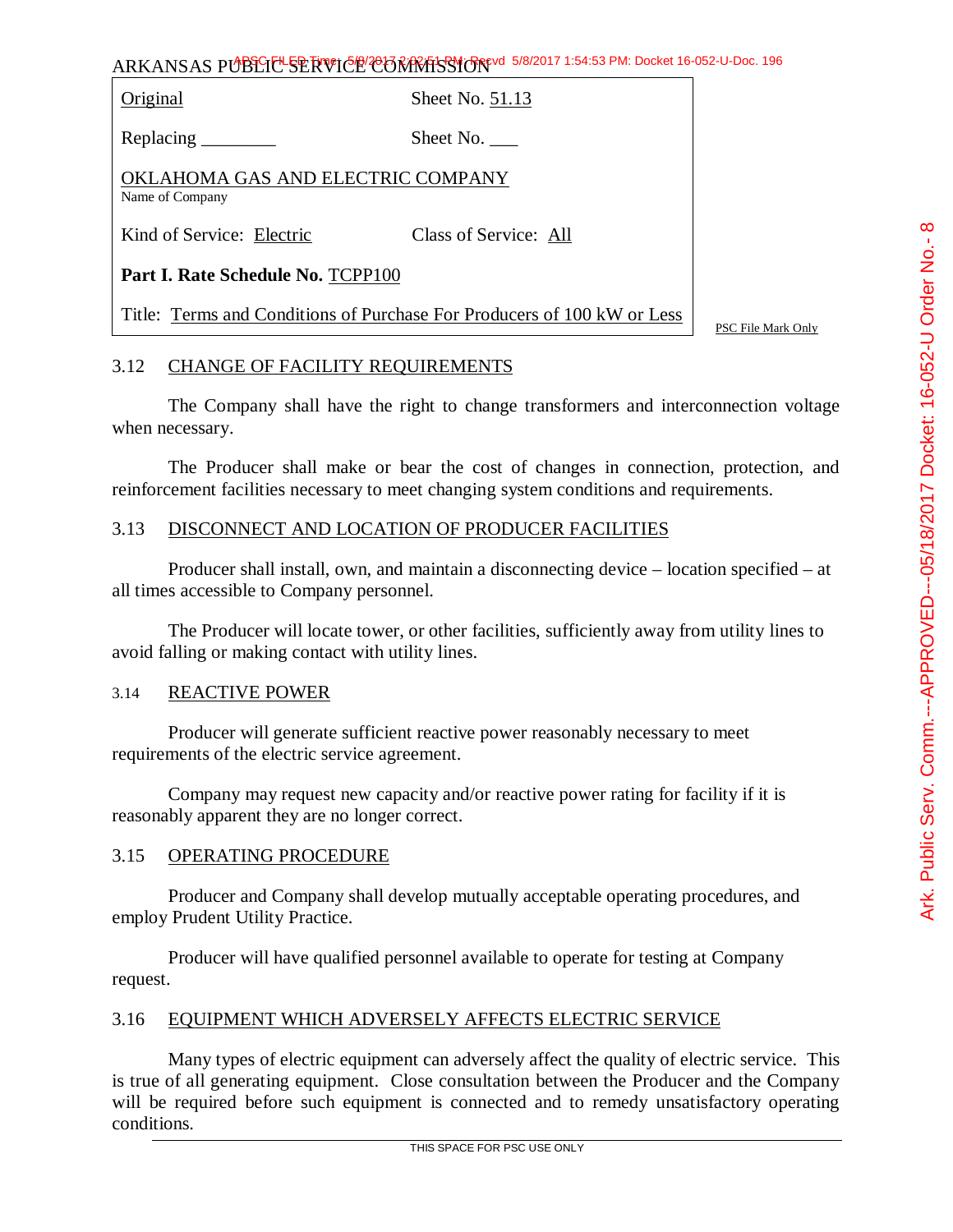ARKANSAS PUBLIC SERVICE COMMISSION

| Original | Sheet No. 51.13 |
|---|---|
| Replacing ________ | Sheet No. ___ |
| OKLAHOMA GAS AND ELECTRIC COMPANY<br>Name of Company | |
| Kind of Service: Electric | Class of Service: All |
| **Part I. Rate Schedule No.** TCPP100 | |
| Title: Terms and Conditions of Purchase For Producers of 100 kW or Less | |

PSC File Mark Only

## 3.12 CHANGE OF FACILITY REQUIREMENTS

The Company shall have the right to change transformers and interconnection voltage when necessary.

The Producer shall make or bear the cost of changes in connection, protection, and reinforcement facilities necessary to meet changing system conditions and requirements.

## 3.13 DISCONNECT AND LOCATION OF PRODUCER FACILITIES

Producer shall install, own, and maintain a disconnecting device – location specified – at all times accessible to Company personnel.

The Producer will locate tower, or other facilities, sufficiently away from utility lines to avoid falling or making contact with utility lines.

## 3.14 REACTIVE POWER

Producer will generate sufficient reactive power reasonably necessary to meet requirements of the electric service agreement.

Company may request new capacity and/or reactive power rating for facility if it is reasonably apparent they are no longer correct.

## 3.15 OPERATING PROCEDURE

Producer and Company shall develop mutually acceptable operating procedures, and employ Prudent Utility Practice.

Producer will have qualified personnel available to operate for testing at Company request.

## 3.16 EQUIPMENT WHICH ADVERSELY AFFECTS ELECTRIC SERVICE

Many types of electric equipment can adversely affect the quality of electric service. This is true of all generating equipment. Close consultation between the Producer and the Company will be required before such equipment is connected and to remedy unsatisfactory operating conditions.

THIS SPACE FOR PSC USE ONLY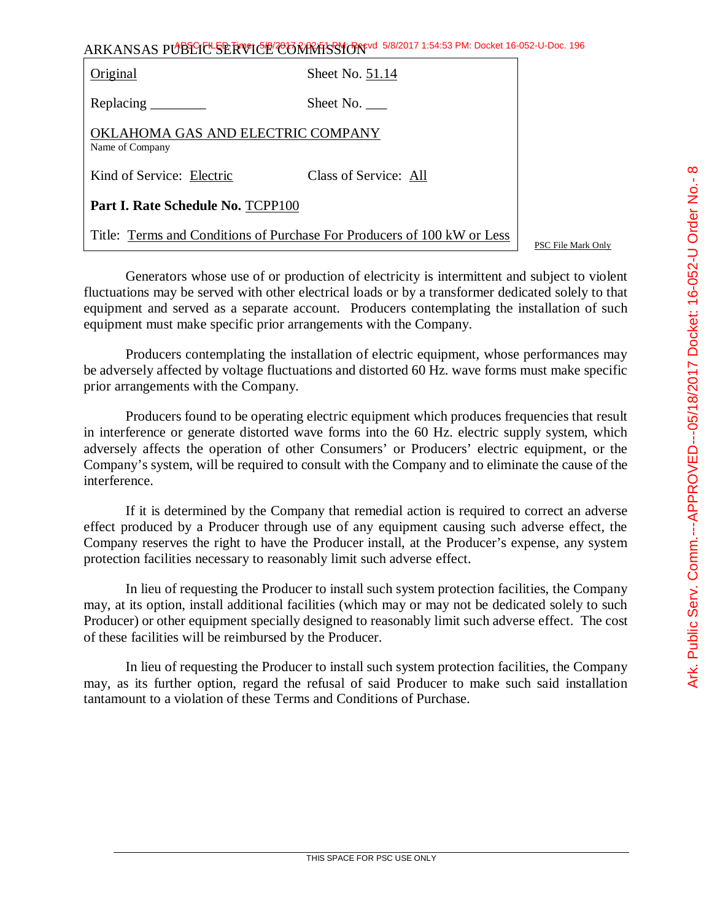| | |
|---|---|
| Original | Sheet No. 51.14 |
| Replacing ________ | Sheet No. ___ |
| OKLAHOMA GAS AND ELECTRIC COMPANY<br>Name of Company | |
| Kind of Service: Electric | Class of Service: All |
| **Part I. Rate Schedule No.** TCPP100 | |
| Title: Terms and Conditions of Purchase For Producers of 100 kW or Less | |

Generators whose use of or production of electricity is intermittent and subject to violent fluctuations may be served with other electrical loads or by a transformer dedicated solely to that equipment and served as a separate account. Producers contemplating the installation of such equipment must make specific prior arrangements with the Company.

Producers contemplating the installation of electric equipment, whose performances may be adversely affected by voltage fluctuations and distorted 60 Hz. wave forms must make specific prior arrangements with the Company.

Producers found to be operating electric equipment which produces frequencies that result in interference or generate distorted wave forms into the 60 Hz. electric supply system, which adversely affects the operation of other Consumers' or Producers' electric equipment, or the Company's system, will be required to consult with the Company and to eliminate the cause of the interference.

If it is determined by the Company that remedial action is required to correct an adverse effect produced by a Producer through use of any equipment causing such adverse effect, the Company reserves the right to have the Producer install, at the Producer's expense, any system protection facilities necessary to reasonably limit such adverse effect.

In lieu of requesting the Producer to install such system protection facilities, the Company may, at its option, install additional facilities (which may or may not be dedicated solely to such Producer) or other equipment specially designed to reasonably limit such adverse effect. The cost of these facilities will be reimbursed by the Producer.

In lieu of requesting the Producer to install such system protection facilities, the Company may, as its further option, regard the refusal of said Producer to make such said installation tantamount to a violation of these Terms and Conditions of Purchase.